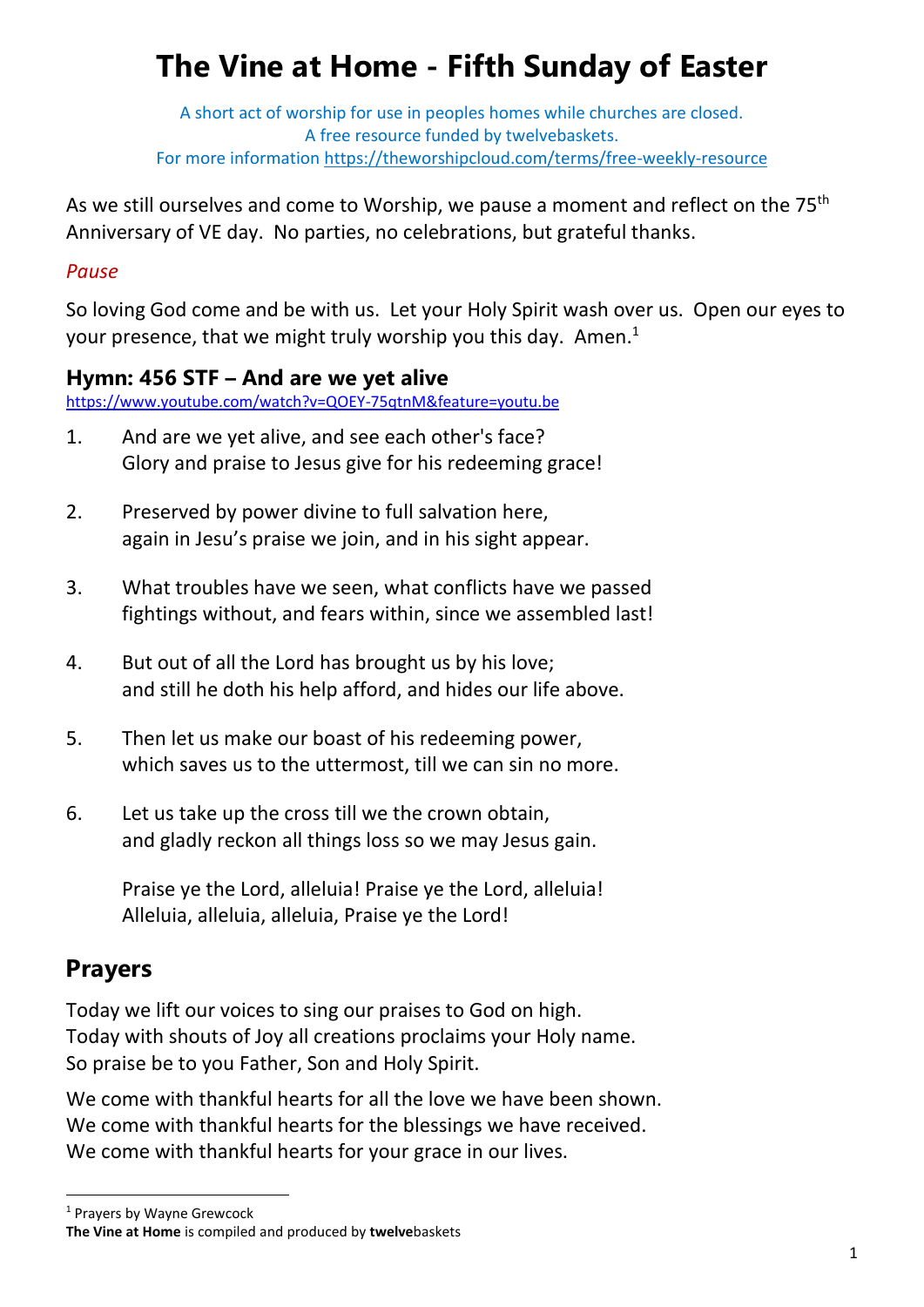# The Vine at Home - Fifth Sunday of Easter

A short act of worship for use in peoples homes while churches are closed.
A free resource funded by twelvebaskets.
For more information https://theworshipcloud.com/terms/free-weekly-resource

As we still ourselves and come to Worship, we pause a moment and reflect on the 75th Anniversary of VE day. No parties, no celebrations, but grateful thanks.

*Pause*

So loving God come and be with us. Let your Holy Spirit wash over us. Open our eyes to your presence, that we might truly worship you this day. Amen.[1]

### Hymn: 456 STF – And are we yet alive

https://www.youtube.com/watch?v=QOEY-75qtnM&feature=youtu.be

1. And are we yet alive, and see each other's face?
   Glory and praise to Jesus give for his redeeming grace!

2. Preserved by power divine to full salvation here,
   again in Jesu's praise we join, and in his sight appear.

3. What troubles have we seen, what conflicts have we passed
   fightings without, and fears within, since we assembled last!

4. But out of all the Lord has brought us by his love;
   and still he doth his help afford, and hides our life above.

5. Then let us make our boast of his redeeming power,
   which saves us to the uttermost, till we can sin no more.

6. Let us take up the cross till we the crown obtain,
   and gladly reckon all things loss so we may Jesus gain.

   Praise ye the Lord, alleluia! Praise ye the Lord, alleluia!
   Alleluia, alleluia, alleluia, Praise ye the Lord!

## Prayers

Today we lift our voices to sing our praises to God on high.
Today with shouts of Joy all creations proclaims your Holy name.
So praise be to you Father, Son and Holy Spirit.

We come with thankful hearts for all the love we have been shown.
We come with thankful hearts for the blessings we have received.
We come with thankful hearts for your grace in our lives.

[1] Prayers by Wayne Grewcock

**The Vine at Home** is compiled and produced by **twelve**baskets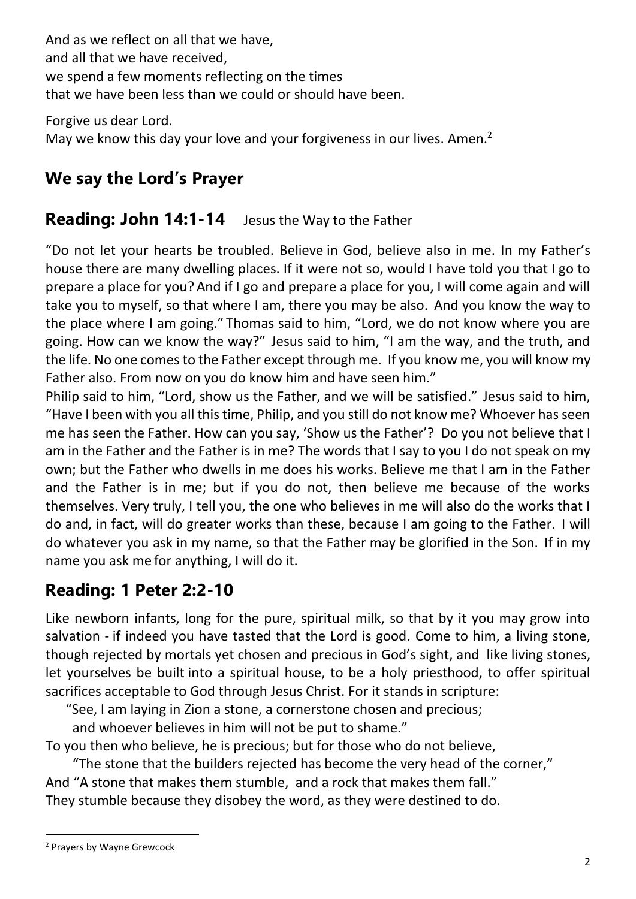And as we reflect on all that we have,
and all that we have received,
we spend a few moments reflecting on the times
that we have been less than we could or should have been.

Forgive us dear Lord.
May we know this day your love and your forgiveness in our lives. Amen.[2]

## We say the Lord's Prayer

## Reading: John 14:1-14 Jesus the Way to the Father

"Do not let your hearts be troubled. Believe in God, believe also in me. In my Father's house there are many dwelling places. If it were not so, would I have told you that I go to prepare a place for you? And if I go and prepare a place for you, I will come again and will take you to myself, so that where I am, there you may be also. And you know the way to the place where I am going." Thomas said to him, "Lord, we do not know where you are going. How can we know the way?" Jesus said to him, "I am the way, and the truth, and the life. No one comes to the Father except through me. If you know me, you will know my Father also. From now on you do know him and have seen him."
Philip said to him, "Lord, show us the Father, and we will be satisfied." Jesus said to him, "Have I been with you all this time, Philip, and you still do not know me? Whoever has seen me has seen the Father. How can you say, 'Show us the Father'? Do you not believe that I am in the Father and the Father is in me? The words that I say to you I do not speak on my own; but the Father who dwells in me does his works. Believe me that I am in the Father and the Father is in me; but if you do not, then believe me because of the works themselves. Very truly, I tell you, the one who believes in me will also do the works that I do and, in fact, will do greater works than these, because I am going to the Father. I will do whatever you ask in my name, so that the Father may be glorified in the Son. If in my name you ask me for anything, I will do it.

## Reading: 1 Peter 2:2-10

Like newborn infants, long for the pure, spiritual milk, so that by it you may grow into salvation - if indeed you have tasted that the Lord is good. Come to him, a living stone, though rejected by mortals yet chosen and precious in God's sight, and like living stones, let yourselves be built into a spiritual house, to be a holy priesthood, to offer spiritual sacrifices acceptable to God through Jesus Christ. For it stands in scripture:

"See, I am laying in Zion a stone, a cornerstone chosen and precious;
and whoever believes in him will not be put to shame."

To you then who believe, he is precious; but for those who do not believe,

"The stone that the builders rejected has become the very head of the corner,"

And "A stone that makes them stumble, and a rock that makes them fall."
They stumble because they disobey the word, as they were destined to do.

---

[2] Prayers by Wayne Grewcock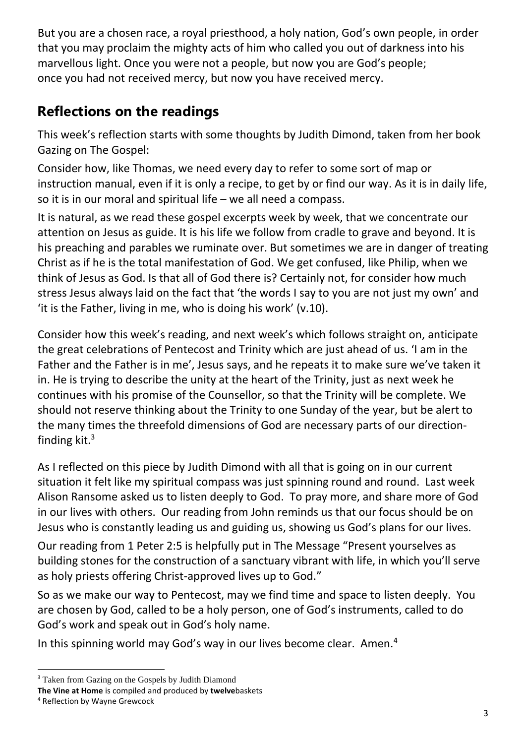But you are a chosen race, a royal priesthood, a holy nation, God's own people, in order that you may proclaim the mighty acts of him who called you out of darkness into his marvellous light. Once you were not a people, but now you are God's people; once you had not received mercy, but now you have received mercy.

## Reflections on the readings

This week's reflection starts with some thoughts by Judith Dimond, taken from her book Gazing on The Gospel:

Consider how, like Thomas, we need every day to refer to some sort of map or instruction manual, even if it is only a recipe, to get by or find our way. As it is in daily life, so it is in our moral and spiritual life – we all need a compass.

It is natural, as we read these gospel excerpts week by week, that we concentrate our attention on Jesus as guide. It is his life we follow from cradle to grave and beyond. It is his preaching and parables we ruminate over. But sometimes we are in danger of treating Christ as if he is the total manifestation of God. We get confused, like Philip, when we think of Jesus as God. Is that all of God there is? Certainly not, for consider how much stress Jesus always laid on the fact that 'the words I say to you are not just my own' and 'it is the Father, living in me, who is doing his work' (v.10).

Consider how this week's reading, and next week's which follows straight on, anticipate the great celebrations of Pentecost and Trinity which are just ahead of us. 'I am in the Father and the Father is in me', Jesus says, and he repeats it to make sure we've taken it in. He is trying to describe the unity at the heart of the Trinity, just as next week he continues with his promise of the Counsellor, so that the Trinity will be complete. We should not reserve thinking about the Trinity to one Sunday of the year, but be alert to the many times the threefold dimensions of God are necessary parts of our direction-finding kit.[3]

As I reflected on this piece by Judith Dimond with all that is going on in our current situation it felt like my spiritual compass was just spinning round and round. Last week Alison Ransome asked us to listen deeply to God. To pray more, and share more of God in our lives with others. Our reading from John reminds us that our focus should be on Jesus who is constantly leading us and guiding us, showing us God's plans for our lives.

Our reading from 1 Peter 2:5 is helpfully put in The Message "Present yourselves as building stones for the construction of a sanctuary vibrant with life, in which you'll serve as holy priests offering Christ-approved lives up to God."

So as we make our way to Pentecost, may we find time and space to listen deeply. You are chosen by God, called to be a holy person, one of God's instruments, called to do God's work and speak out in God's holy name.

In this spinning world may God's way in our lives become clear. Amen.[4]

---

[3] Taken from Gazing on the Gospels by Judith Diamond

**The Vine at Home** is compiled and produced by **twelve**baskets

[4] Reflection by Wayne Grewcock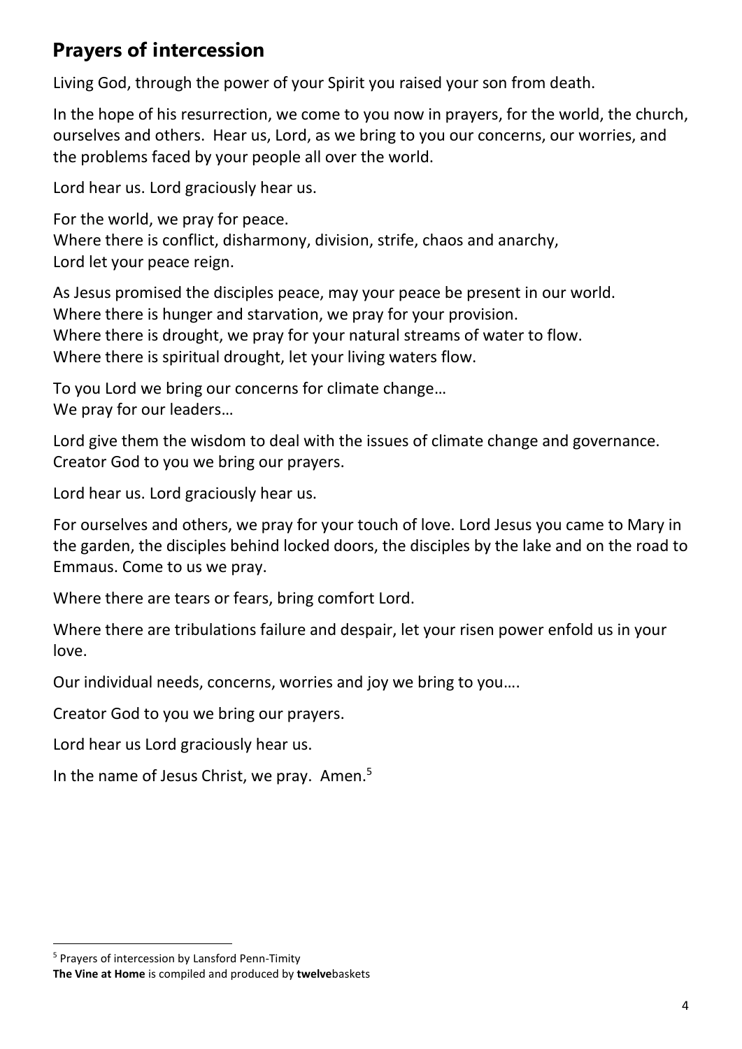## Prayers of intercession

Living God, through the power of your Spirit you raised your son from death.

In the hope of his resurrection, we come to you now in prayers, for the world, the church, ourselves and others. Hear us, Lord, as we bring to you our concerns, our worries, and the problems faced by your people all over the world.

Lord hear us. Lord graciously hear us.

For the world, we pray for peace.
Where there is conflict, disharmony, division, strife, chaos and anarchy,
Lord let your peace reign.

As Jesus promised the disciples peace, may your peace be present in our world.
Where there is hunger and starvation, we pray for your provision.
Where there is drought, we pray for your natural streams of water to flow.
Where there is spiritual drought, let your living waters flow.

To you Lord we bring our concerns for climate change…
We pray for our leaders…

Lord give them the wisdom to deal with the issues of climate change and governance.
Creator God to you we bring our prayers.

Lord hear us. Lord graciously hear us.

For ourselves and others, we pray for your touch of love. Lord Jesus you came to Mary in the garden, the disciples behind locked doors, the disciples by the lake and on the road to Emmaus. Come to us we pray.

Where there are tears or fears, bring comfort Lord.

Where there are tribulations failure and despair, let your risen power enfold us in your love.

Our individual needs, concerns, worries and joy we bring to you….

Creator God to you we bring our prayers.

Lord hear us Lord graciously hear us.

In the name of Jesus Christ, we pray. Amen.[5]

---

[5] Prayers of intercession by Lansford Penn-Timity

**The Vine at Home** is compiled and produced by **twelve**baskets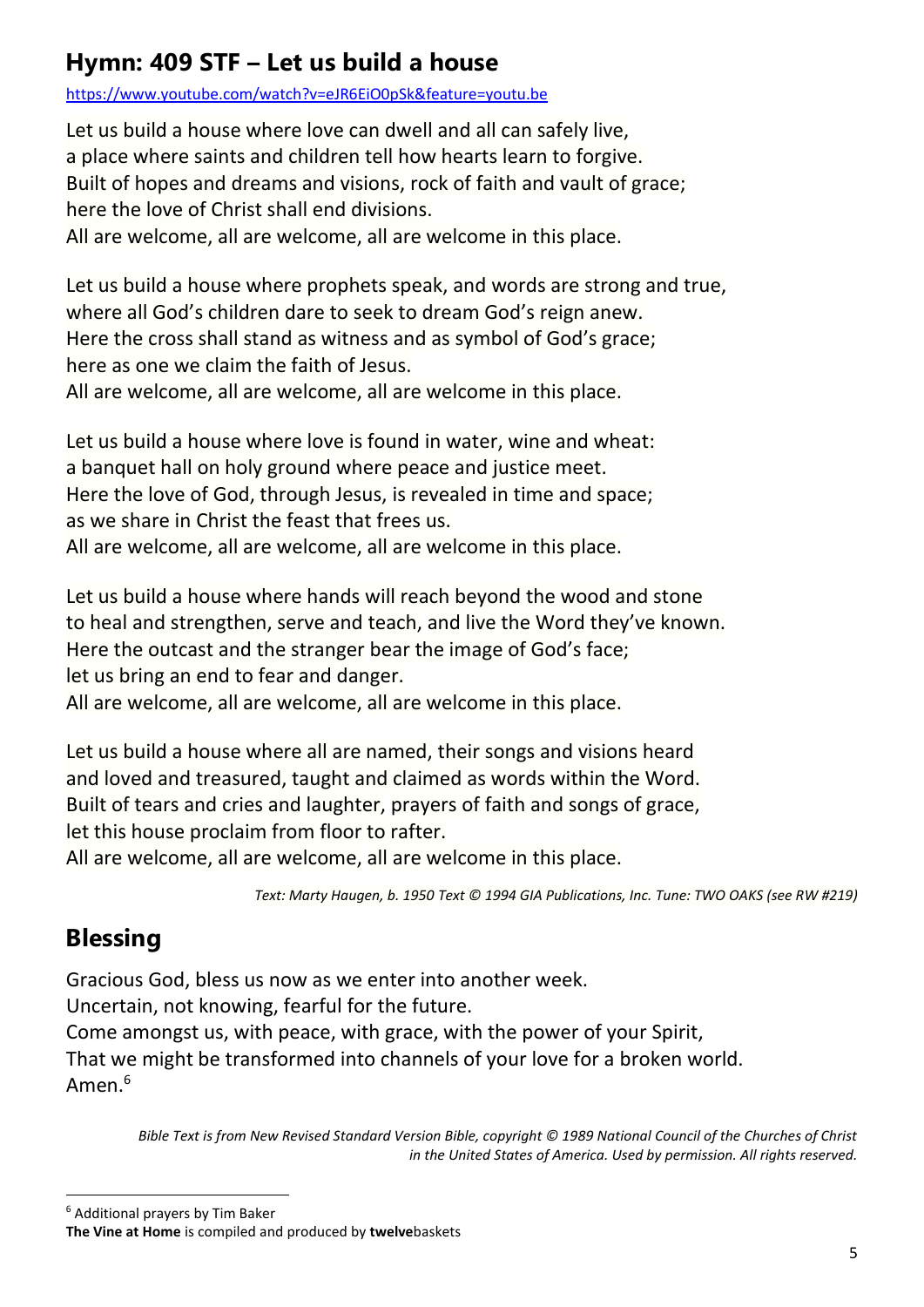## Hymn: 409 STF – Let us build a house

https://www.youtube.com/watch?v=eJR6EiO0pSk&feature=youtu.be

Let us build a house where love can dwell and all can safely live,
a place where saints and children tell how hearts learn to forgive.
Built of hopes and dreams and visions, rock of faith and vault of grace;
here the love of Christ shall end divisions.
All are welcome, all are welcome, all are welcome in this place.

Let us build a house where prophets speak, and words are strong and true,
where all God's children dare to seek to dream God's reign anew.
Here the cross shall stand as witness and as symbol of God's grace;
here as one we claim the faith of Jesus.
All are welcome, all are welcome, all are welcome in this place.

Let us build a house where love is found in water, wine and wheat:
a banquet hall on holy ground where peace and justice meet.
Here the love of God, through Jesus, is revealed in time and space;
as we share in Christ the feast that frees us.
All are welcome, all are welcome, all are welcome in this place.

Let us build a house where hands will reach beyond the wood and stone
to heal and strengthen, serve and teach, and live the Word they've known.
Here the outcast and the stranger bear the image of God's face;
let us bring an end to fear and danger.
All are welcome, all are welcome, all are welcome in this place.

Let us build a house where all are named, their songs and visions heard
and loved and treasured, taught and claimed as words within the Word.
Built of tears and cries and laughter, prayers of faith and songs of grace,
let this house proclaim from floor to rafter.
All are welcome, all are welcome, all are welcome in this place.

*Text: Marty Haugen, b. 1950 Text © 1994 GIA Publications, Inc. Tune: TWO OAKS (see RW #219)*

## Blessing

Gracious God, bless us now as we enter into another week.
Uncertain, not knowing, fearful for the future.
Come amongst us, with peace, with grace, with the power of your Spirit,
That we might be transformed into channels of your love for a broken world.
Amen.[6]

*Bible Text is from New Revised Standard Version Bible, copyright © 1989 National Council of the Churches of Christ in the United States of America. Used by permission. All rights reserved.*

[6] Additional prayers by Tim Baker

**The Vine at Home** is compiled and produced by **twelve**baskets